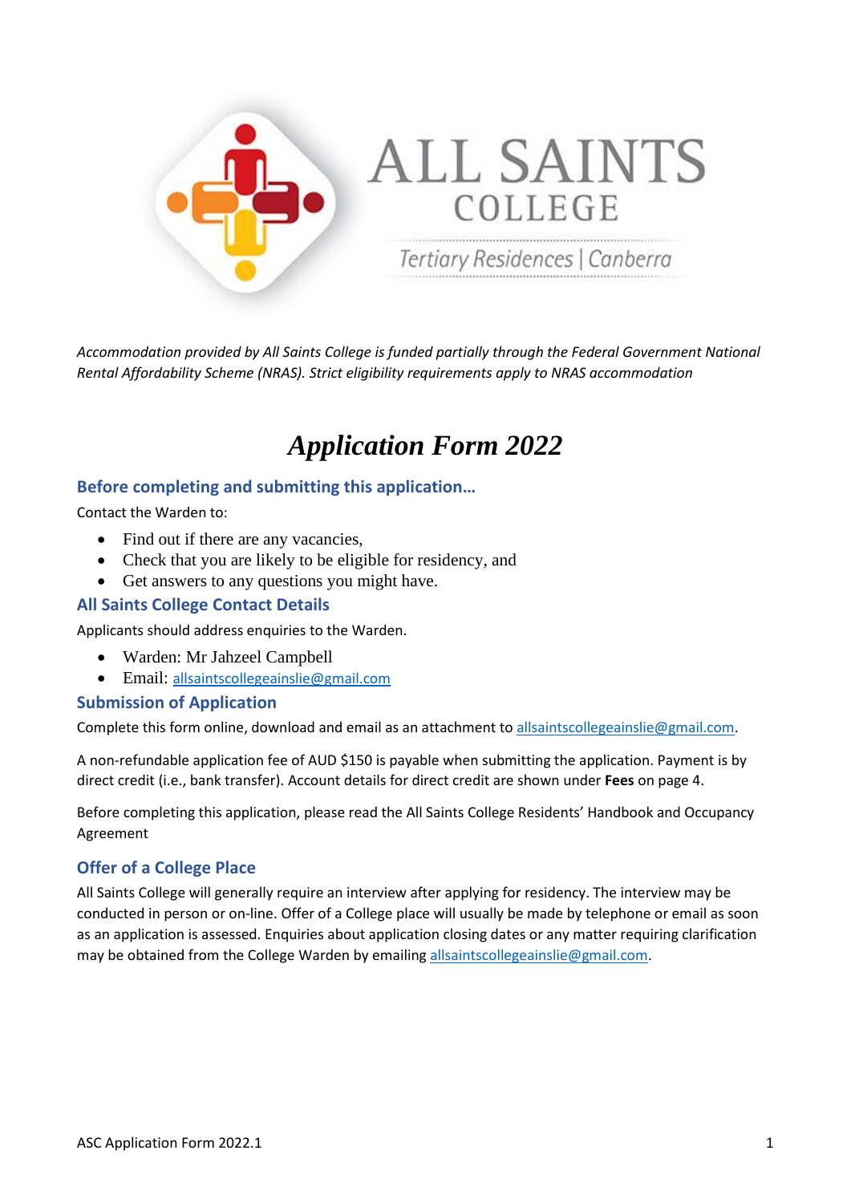ALL SAINTS
COLLEGE

Tertiary Residences | Canberra

*Accommodation provided by All Saints College is funded partially through the Federal Government National Rental Affordability Scheme (NRAS). Strict eligibility requirements apply to NRAS accommodation*

# *Application Form 2022*

## Before completing and submitting this application…

Contact the Warden to:

- Find out if there are any vacancies,
- Check that you are likely to be eligible for residency, and
- Get answers to any questions you might have.

## All Saints College Contact Details

Applicants should address enquiries to the Warden.

- Warden: Mr Jahzeel Campbell
- Email: allsaintscollegeainslie@gmail.com

## Submission of Application

Complete this form online, download and email as an attachment to allsaintscollegeainslie@gmail.com.

A non-refundable application fee of AUD $150 is payable when submitting the application. Payment is by direct credit (i.e., bank transfer). Account details for direct credit are shown under **Fees** on page 4.

Before completing this application, please read the All Saints College Residents' Handbook and Occupancy Agreement

## Offer of a College Place

All Saints College will generally require an interview after applying for residency. The interview may be conducted in person or on-line. Offer of a College place will usually be made by telephone or email as soon as an application is assessed. Enquiries about application closing dates or any matter requiring clarification may be obtained from the College Warden by emailing allsaintscollegeainslie@gmail.com.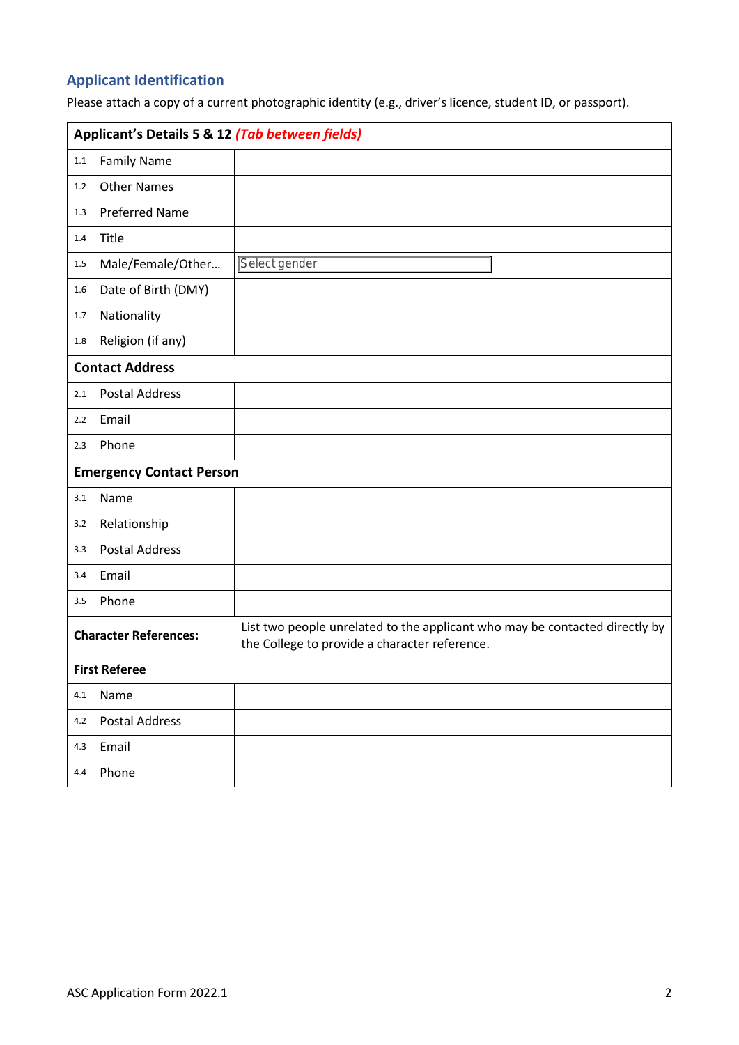## Applicant Identification

Please attach a copy of a current photographic identity (e.g., driver's licence, student ID, or passport).

| **Applicant's Details 5 & 12** ***(Tab between fields)*** | | |
|---|---|---|
| 1.1 | Family Name | |
| 1.2 | Other Names | |
| 1.3 | Preferred Name | |
| 1.4 | Title | |
| 1.5 | Male/Female/Other… | Select gender |
| 1.6 | Date of Birth (DMY) | |
| 1.7 | Nationality | |
| 1.8 | Religion (if any) | |
| **Contact Address** | | |
| 2.1 | Postal Address | |
| 2.2 | Email | |
| 2.3 | Phone | |
| **Emergency Contact Person** | | |
| 3.1 | Name | |
| 3.2 | Relationship | |
| 3.3 | Postal Address | |
| 3.4 | Email | |
| 3.5 | Phone | |
| **Character References:** | | List two people unrelated to the applicant who may be contacted directly by the College to provide a character reference. |
| **First Referee** | | |
| 4.1 | Name | |
| 4.2 | Postal Address | |
| 4.3 | Email | |
| 4.4 | Phone | |

ASC Application Form 2022.1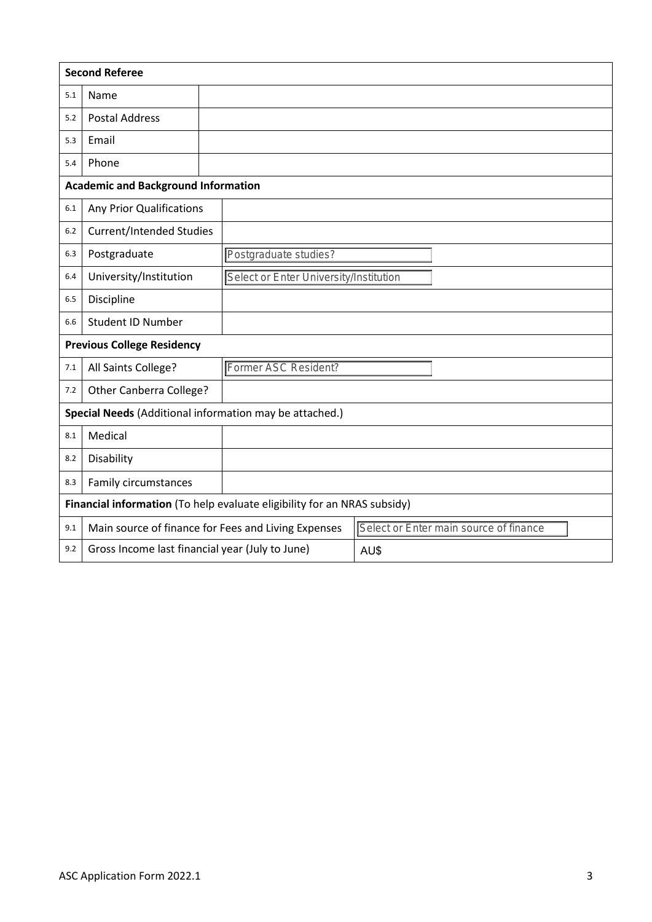| **Second Referee** | | |
|---|---|---|
| 5.1 | Name | |
| 5.2 | Postal Address | |
| 5.3 | Email | |
| 5.4 | Phone | |

| **Academic and Background Information** | | |
|---|---|---|
| 6.1 | Any Prior Qualifications | |
| 6.2 | Current/Intended Studies | |
| 6.3 | Postgraduate | Postgraduate studies? |
| 6.4 | University/Institution | Select or Enter University/Institution |
| 6.5 | Discipline | |
| 6.6 | Student ID Number | |

| **Previous College Residency** | | |
|---|---|---|
| 7.1 | All Saints College? | Former ASC Resident? |
| 7.2 | Other Canberra College? | |

| **Special Needs** (Additional information may be attached.) | | |
|---|---|---|
| 8.1 | Medical | |
| 8.2 | Disability | |
| 8.3 | Family circumstances | |

| **Financial information** (To help evaluate eligibility for an NRAS subsidy) | | |
|---|---|---|
| 9.1 | Main source of finance for Fees and Living Expenses | Select or Enter main source of finance |
| 9.2 | Gross Income last financial year (July to June) | AU$ |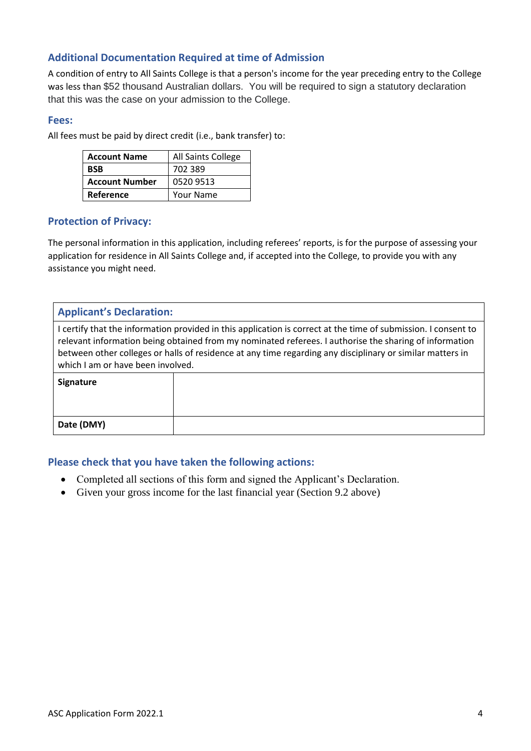## Additional Documentation Required at time of Admission

A condition of entry to All Saints College is that a person's income for the year preceding entry to the College was less than $52 thousand Australian dollars. You will be required to sign a statutory declaration that this was the case on your admission to the College.

### Fees:

All fees must be paid by direct credit (i.e., bank transfer) to:

| | |
|---|---|
| **Account Name** | All Saints College |
| **BSB** | 702 389 |
| **Account Number** | 0520 9513 |
| **Reference** | Your Name |

## Protection of Privacy:

The personal information in this application, including referees' reports, is for the purpose of assessing your application for residence in All Saints College and, if accepted into the College, to provide you with any assistance you might need.

| **Applicant's Declaration:** | |
|---|---|
| I certify that the information provided in this application is correct at the time of submission. I consent to relevant information being obtained from my nominated referees. I authorise the sharing of information between other colleges or halls of residence at any time regarding any disciplinary or similar matters in which I am or have been involved. | |
| **Signature** | |
| **Date (DMY)** | |

## Please check that you have taken the following actions:

- Completed all sections of this form and signed the Applicant's Declaration.
- Given your gross income for the last financial year (Section 9.2 above)